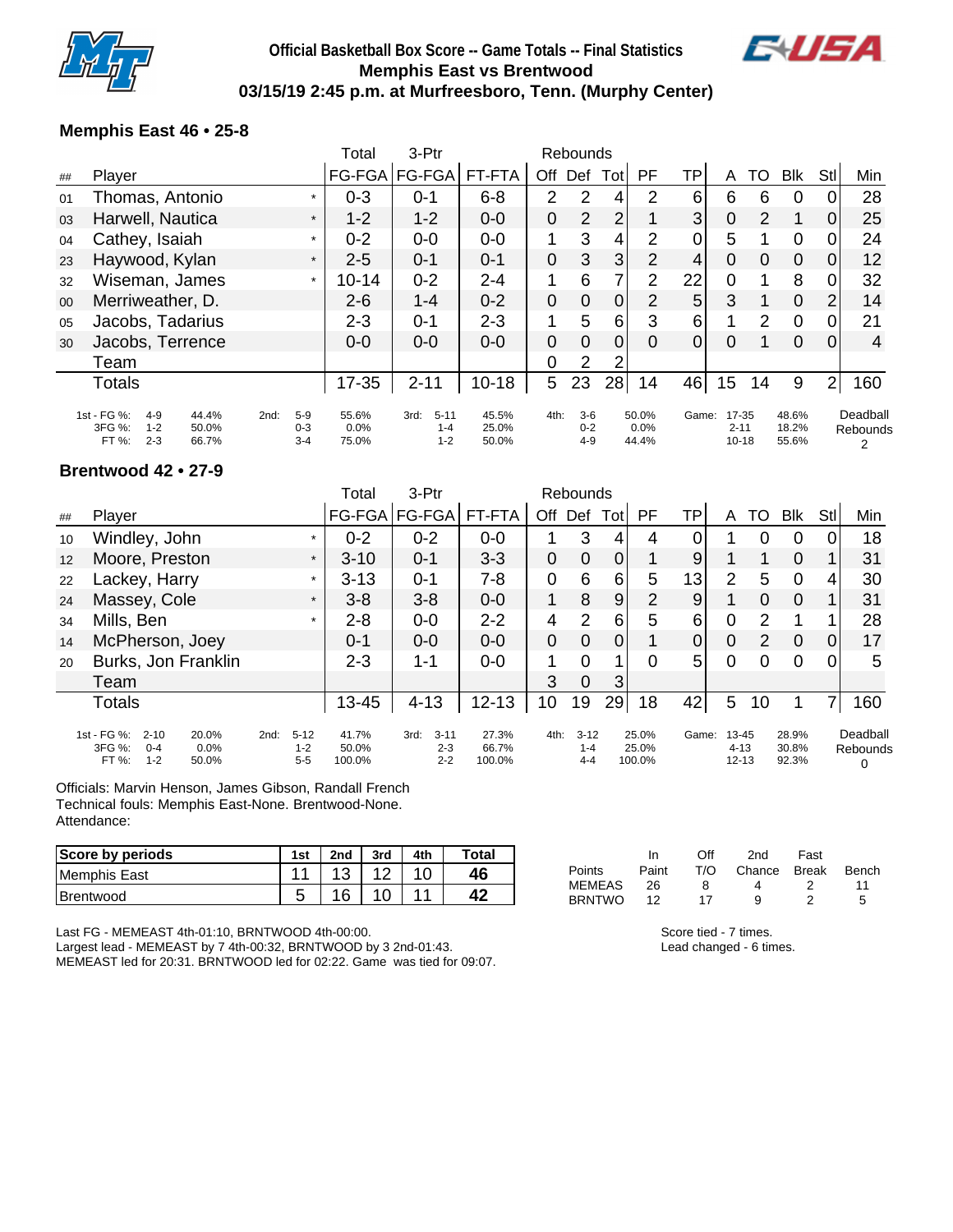# Official Basketball Box Score -- Game Totals -- Final Statistics
## Memphis East vs Brentwood
### 03/15/19 2:45 p.m. at Murfreesboro, Tenn. (Murphy Center)

### Memphis East 46 • 25-8

| ## | Player | | Total FG-FGA | 3-Ptr FG-FGA | FT-FTA | Rebounds Off | Def | Tot | PF | TP | A | TO | Blk | Stl | Min |
|---|---|---|---|---|---|---|---|---|---|---|---|---|---|---|---|
| 01 | Thomas, Antonio | * | 0-3 | 0-1 | 6-8 | 2 | 2 | 4 | 2 | 6 | 6 | 6 | 0 | 0 | 28 |
| 03 | Harwell, Nautica | * | 1-2 | 1-2 | 0-0 | 0 | 2 | 2 | 1 | 3 | 0 | 2 | 1 | 0 | 25 |
| 04 | Cathey, Isaiah | * | 0-2 | 0-0 | 0-0 | 1 | 3 | 4 | 2 | 0 | 5 | 1 | 0 | 0 | 24 |
| 23 | Haywood, Kylan | * | 2-5 | 0-1 | 0-1 | 0 | 3 | 3 | 2 | 4 | 0 | 0 | 0 | 0 | 12 |
| 32 | Wiseman, James | * | 10-14 | 0-2 | 2-4 | 1 | 6 | 7 | 2 | 22 | 0 | 1 | 8 | 0 | 32 |
| 00 | Merriweather, D. | | 2-6 | 1-4 | 0-2 | 0 | 0 | 0 | 2 | 5 | 3 | 1 | 0 | 2 | 14 |
| 05 | Jacobs, Tadarius | | 2-3 | 0-1 | 2-3 | 1 | 5 | 6 | 3 | 6 | 1 | 2 | 0 | 0 | 21 |
| 30 | Jacobs, Terrence | | 0-0 | 0-0 | 0-0 | 0 | 0 | 0 | 0 | 0 | 0 | 1 | 0 | 0 | 4 |
| | Team | | | | | 0 | 2 | 2 | | | | | | | |
| | Totals | | 17-35 | 2-11 | 10-18 | 5 | 23 | 28 | 14 | 46 | 15 | 14 | 9 | 2 | 160 |

| | 1st | | 2nd | | 3rd | | 4th | | Game | | Deadball Rebounds |
|---|---|---|---|---|---|---|---|---|---|---|---|
| FG % | 4-9 | 44.4% | 5-9 | 55.6% | 5-11 | 45.5% | 3-6 | 50.0% | 17-35 | 48.6% | 2 |
| 3FG % | 1-2 | 50.0% | 0-3 | 0.0% | 1-4 | 25.0% | 0-2 | 0.0% | 2-11 | 18.2% | |
| FT % | 2-3 | 66.7% | 3-4 | 75.0% | 1-2 | 50.0% | 4-9 | 44.4% | 10-18 | 55.6% | |

### Brentwood 42 • 27-9

| ## | Player | | Total FG-FGA | 3-Ptr FG-FGA | FT-FTA | Rebounds Off | Def | Tot | PF | TP | A | TO | Blk | Stl | Min |
|---|---|---|---|---|---|---|---|---|---|---|---|---|---|---|---|
| 10 | Windley, John | * | 0-2 | 0-2 | 0-0 | 1 | 3 | 4 | 4 | 0 | 1 | 0 | 0 | 0 | 18 |
| 12 | Moore, Preston | * | 3-10 | 0-1 | 3-3 | 0 | 0 | 0 | 1 | 9 | 1 | 1 | 0 | 1 | 31 |
| 22 | Lackey, Harry | * | 3-13 | 0-1 | 7-8 | 0 | 6 | 6 | 5 | 13 | 2 | 5 | 0 | 4 | 30 |
| 24 | Massey, Cole | * | 3-8 | 3-8 | 0-0 | 1 | 8 | 9 | 2 | 9 | 1 | 0 | 0 | 1 | 31 |
| 34 | Mills, Ben | * | 2-8 | 0-0 | 2-2 | 4 | 2 | 6 | 5 | 6 | 0 | 2 | 1 | 1 | 28 |
| 14 | McPherson, Joey | | 0-1 | 0-0 | 0-0 | 0 | 0 | 0 | 1 | 0 | 0 | 2 | 0 | 0 | 17 |
| 20 | Burks, Jon Franklin | | 2-3 | 1-1 | 0-0 | 1 | 0 | 1 | 0 | 5 | 0 | 0 | 0 | 0 | 5 |
| | Team | | | | | 3 | 0 | 3 | | | | | | | |
| | Totals | | 13-45 | 4-13 | 12-13 | 10 | 19 | 29 | 18 | 42 | 5 | 10 | 1 | 7 | 160 |

| | 1st | | 2nd | | 3rd | | 4th | | Game | | Deadball Rebounds |
|---|---|---|---|---|---|---|---|---|---|---|---|
| FG % | 2-10 | 20.0% | 5-12 | 41.7% | 3-11 | 27.3% | 3-12 | 25.0% | 13-45 | 28.9% | 0 |
| 3FG % | 0-4 | 0.0% | 1-2 | 50.0% | 2-3 | 66.7% | 1-4 | 25.0% | 4-13 | 30.8% | |
| FT % | 1-2 | 50.0% | 5-5 | 100.0% | 2-2 | 100.0% | 4-4 | 100.0% | 12-13 | 92.3% | |

Officials: Marvin Henson, James Gibson, Randall French
Technical fouls: Memphis East-None. Brentwood-None.
Attendance:

| Score by periods | 1st | 2nd | 3rd | 4th | Total |
|---|---|---|---|---|---|
| Memphis East | 11 | 13 | 12 | 10 | 46 |
| Brentwood | 5 | 16 | 10 | 11 | 42 |

| Points | In Paint | Off T/O | 2nd Chance | Fast Break | Bench |
|---|---|---|---|---|---|
| MEMEAS | 26 | 8 | 4 | 2 | 11 |
| BRNTWO | 12 | 17 | 9 | 2 | 5 |

Last FG - MEMEAST 4th-01:10, BRNTWOOD 4th-00:00.
Largest lead - MEMEAST by 7 4th-00:32, BRNTWOOD by 3 2nd-01:43.
MEMEAST led for 20:31. BRNTWOOD led for 02:22. Game was tied for 09:07.

Score tied - 7 times.
Lead changed - 6 times.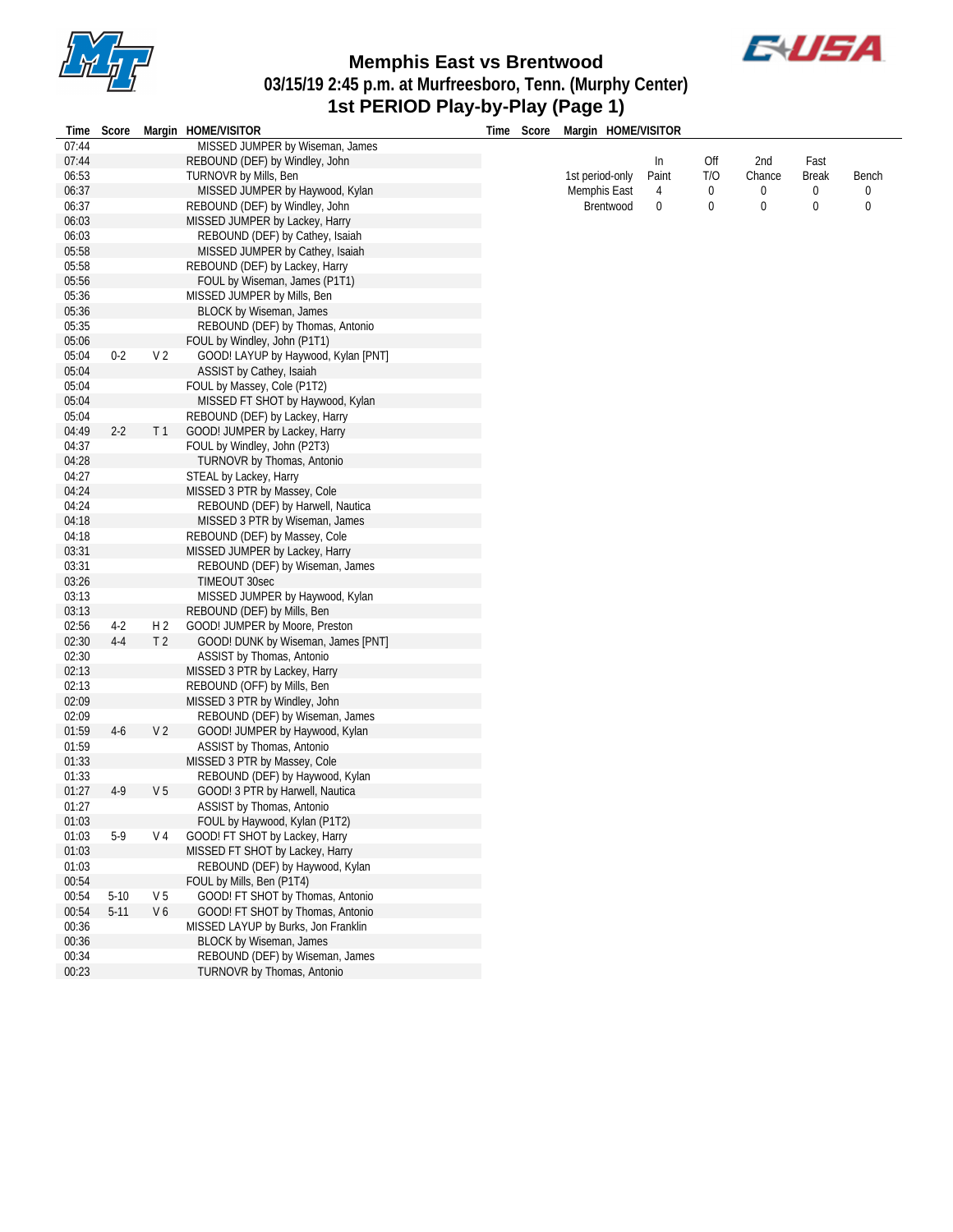# Memphis East vs Brentwood

## 03/15/19 2:45 p.m. at Murfreesboro, Tenn. (Murphy Center)

## 1st PERIOD Play-by-Play (Page 1)

| Time | Score | Margin | HOME/VISITOR |
|---|---|---|---|
| 07:44 | | | MISSED JUMPER by Wiseman, James |
| 07:44 | | | REBOUND (DEF) by Windley, John |
| 06:53 | | | TURNOVR by Mills, Ben |
| 06:37 | | | MISSED JUMPER by Haywood, Kylan |
| 06:37 | | | REBOUND (DEF) by Windley, John |
| 06:03 | | | MISSED JUMPER by Lackey, Harry |
| 06:03 | | | REBOUND (DEF) by Cathey, Isaiah |
| 05:58 | | | MISSED JUMPER by Cathey, Isaiah |
| 05:58 | | | REBOUND (DEF) by Lackey, Harry |
| 05:56 | | | FOUL by Wiseman, James (P1T1) |
| 05:36 | | | MISSED JUMPER by Mills, Ben |
| 05:36 | | | BLOCK by Wiseman, James |
| 05:35 | | | REBOUND (DEF) by Thomas, Antonio |
| 05:06 | | | FOUL by Windley, John (P1T1) |
| 05:04 | 0-2 | V 2 | GOOD! LAYUP by Haywood, Kylan [PNT] |
| 05:04 | | | ASSIST by Cathey, Isaiah |
| 05:04 | | | FOUL by Massey, Cole (P1T2) |
| 05:04 | | | MISSED FT SHOT by Haywood, Kylan |
| 05:04 | | | REBOUND (DEF) by Lackey, Harry |
| 04:49 | 2-2 | T 1 | GOOD! JUMPER by Lackey, Harry |
| 04:37 | | | FOUL by Windley, John (P2T3) |
| 04:28 | | | TURNOVR by Thomas, Antonio |
| 04:27 | | | STEAL by Lackey, Harry |
| 04:24 | | | MISSED 3 PTR by Massey, Cole |
| 04:24 | | | REBOUND (DEF) by Harwell, Nautica |
| 04:18 | | | MISSED 3 PTR by Wiseman, James |
| 04:18 | | | REBOUND (DEF) by Massey, Cole |
| 03:31 | | | MISSED JUMPER by Lackey, Harry |
| 03:31 | | | REBOUND (DEF) by Wiseman, James |
| 03:26 | | | TIMEOUT 30sec |
| 03:13 | | | MISSED JUMPER by Haywood, Kylan |
| 03:13 | | | REBOUND (DEF) by Mills, Ben |
| 02:56 | 4-2 | H 2 | GOOD! JUMPER by Moore, Preston |
| 02:30 | 4-4 | T 2 | GOOD! DUNK by Wiseman, James [PNT] |
| 02:30 | | | ASSIST by Thomas, Antonio |
| 02:13 | | | MISSED 3 PTR by Lackey, Harry |
| 02:13 | | | REBOUND (OFF) by Mills, Ben |
| 02:09 | | | MISSED 3 PTR by Windley, John |
| 02:09 | | | REBOUND (DEF) by Wiseman, James |
| 01:59 | 4-6 | V 2 | GOOD! JUMPER by Haywood, Kylan |
| 01:59 | | | ASSIST by Thomas, Antonio |
| 01:33 | | | MISSED 3 PTR by Massey, Cole |
| 01:33 | | | REBOUND (DEF) by Haywood, Kylan |
| 01:27 | 4-9 | V 5 | GOOD! 3 PTR by Harwell, Nautica |
| 01:27 | | | ASSIST by Thomas, Antonio |
| 01:03 | | | FOUL by Haywood, Kylan (P1T2) |
| 01:03 | 5-9 | V 4 | GOOD! FT SHOT by Lackey, Harry |
| 01:03 | | | MISSED FT SHOT by Lackey, Harry |
| 01:03 | | | REBOUND (DEF) by Haywood, Kylan |
| 00:54 | | | FOUL by Mills, Ben (P1T4) |
| 00:54 | 5-10 | V 5 | GOOD! FT SHOT by Thomas, Antonio |
| 00:54 | 5-11 | V 6 | GOOD! FT SHOT by Thomas, Antonio |
| 00:36 | | | MISSED LAYUP by Burks, Jon Franklin |
| 00:36 | | | BLOCK by Wiseman, James |
| 00:34 | | | REBOUND (DEF) by Wiseman, James |
| 00:23 | | | TURNOVR by Thomas, Antonio |

| 1st period-only | In Paint | Off T/O | 2nd Chance | Fast Break | Bench |
|---|---|---|---|---|---|
| Memphis East | 4 | 0 | 0 | 0 | 0 |
| Brentwood | 0 | 0 | 0 | 0 | 0 |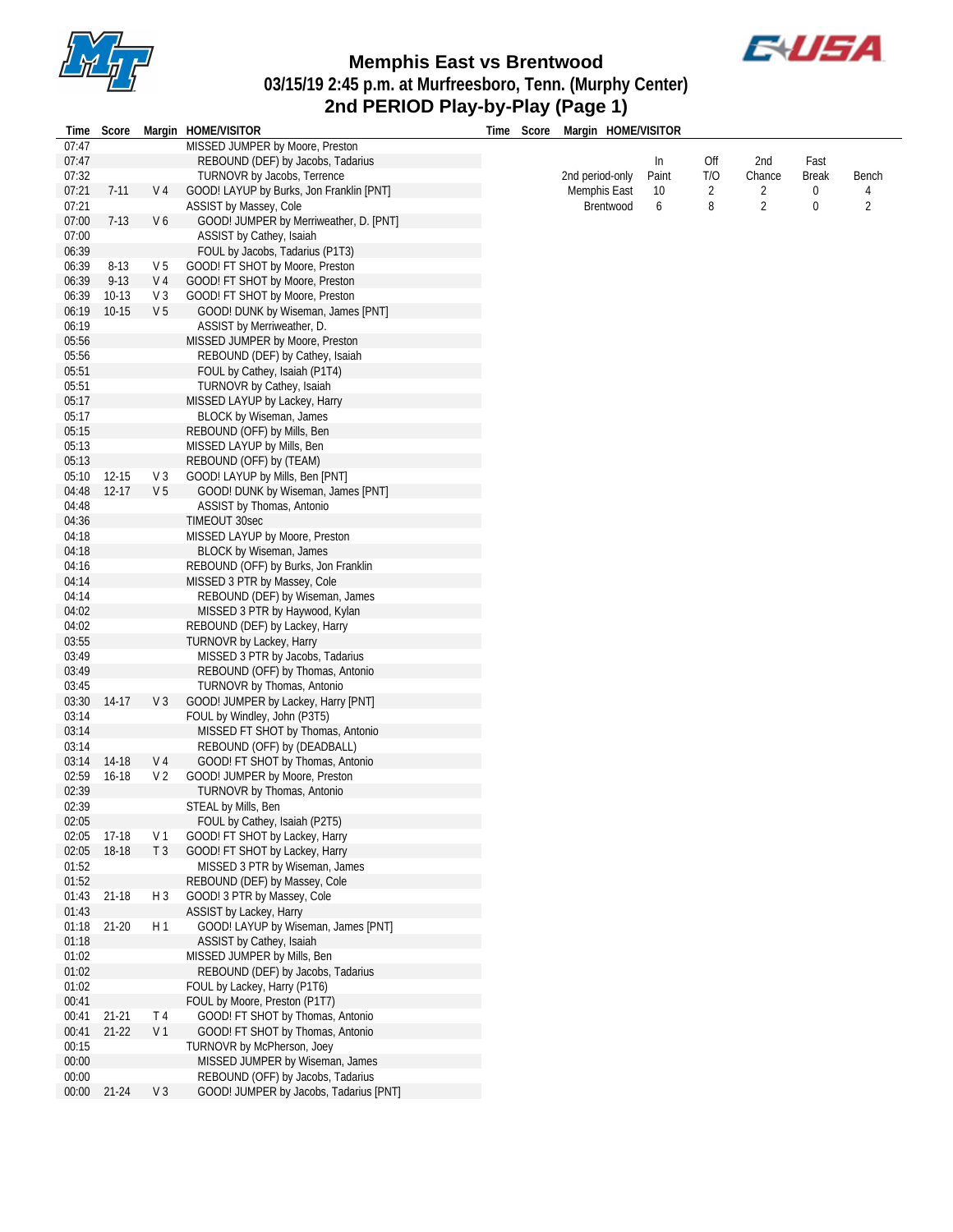# Memphis East vs Brentwood

## 03/15/19 2:45 p.m. at Murfreesboro, Tenn. (Murphy Center)

## 2nd PERIOD Play-by-Play (Page 1)

| Time | Score | Margin | HOME/VISITOR |
|---|---|---|---|
| 07:47 | | | MISSED JUMPER by Moore, Preston |
| 07:47 | | | REBOUND (DEF) by Jacobs, Tadarius |
| 07:32 | | | TURNOVR by Jacobs, Terrence |
| 07:21 | 7-11 | V 4 | GOOD! LAYUP by Burks, Jon Franklin [PNT] |
| 07:21 | | | ASSIST by Massey, Cole |
| 07:00 | 7-13 | V 6 | GOOD! JUMPER by Merriweather, D. [PNT] |
| 07:00 | | | ASSIST by Cathey, Isaiah |
| 06:39 | | | FOUL by Jacobs, Tadarius (P1T3) |
| 06:39 | 8-13 | V 5 | GOOD! FT SHOT by Moore, Preston |
| 06:39 | 9-13 | V 4 | GOOD! FT SHOT by Moore, Preston |
| 06:39 | 10-13 | V 3 | GOOD! FT SHOT by Moore, Preston |
| 06:19 | 10-15 | V 5 | GOOD! DUNK by Wiseman, James [PNT] |
| 06:19 | | | ASSIST by Merriweather, D. |
| 05:56 | | | MISSED JUMPER by Moore, Preston |
| 05:56 | | | REBOUND (DEF) by Cathey, Isaiah |
| 05:51 | | | FOUL by Cathey, Isaiah (P1T4) |
| 05:51 | | | TURNOVR by Cathey, Isaiah |
| 05:17 | | | MISSED LAYUP by Lackey, Harry |
| 05:17 | | | BLOCK by Wiseman, James |
| 05:15 | | | REBOUND (OFF) by Mills, Ben |
| 05:13 | | | MISSED LAYUP by Mills, Ben |
| 05:13 | | | REBOUND (OFF) by (TEAM) |
| 05:10 | 12-15 | V 3 | GOOD! LAYUP by Mills, Ben [PNT] |
| 04:48 | 12-17 | V 5 | GOOD! DUNK by Wiseman, James [PNT] |
| 04:48 | | | ASSIST by Thomas, Antonio |
| 04:36 | | | TIMEOUT 30sec |
| 04:18 | | | MISSED LAYUP by Moore, Preston |
| 04:18 | | | BLOCK by Wiseman, James |
| 04:16 | | | REBOUND (OFF) by Burks, Jon Franklin |
| 04:14 | | | MISSED 3 PTR by Massey, Cole |
| 04:14 | | | REBOUND (DEF) by Wiseman, James |
| 04:02 | | | MISSED 3 PTR by Haywood, Kylan |
| 04:02 | | | REBOUND (DEF) by Lackey, Harry |
| 03:55 | | | TURNOVR by Lackey, Harry |
| 03:49 | | | MISSED 3 PTR by Jacobs, Tadarius |
| 03:49 | | | REBOUND (OFF) by Thomas, Antonio |
| 03:45 | | | TURNOVR by Thomas, Antonio |
| 03:30 | 14-17 | V 3 | GOOD! JUMPER by Lackey, Harry [PNT] |
| 03:14 | | | FOUL by Windley, John (P3T5) |
| 03:14 | | | MISSED FT SHOT by Thomas, Antonio |
| 03:14 | | | REBOUND (OFF) by (DEADBALL) |
| 03:14 | 14-18 | V 4 | GOOD! FT SHOT by Thomas, Antonio |
| 02:59 | 16-18 | V 2 | GOOD! JUMPER by Moore, Preston |
| 02:39 | | | TURNOVR by Thomas, Antonio |
| 02:39 | | | STEAL by Mills, Ben |
| 02:05 | | | FOUL by Cathey, Isaiah (P2T5) |
| 02:05 | 17-18 | V 1 | GOOD! FT SHOT by Lackey, Harry |
| 02:05 | 18-18 | T 3 | GOOD! FT SHOT by Lackey, Harry |
| 01:52 | | | MISSED 3 PTR by Wiseman, James |
| 01:52 | | | REBOUND (DEF) by Massey, Cole |
| 01:43 | 21-18 | H 3 | GOOD! 3 PTR by Massey, Cole |
| 01:43 | | | ASSIST by Lackey, Harry |
| 01:18 | 21-20 | H 1 | GOOD! LAYUP by Wiseman, James [PNT] |
| 01:18 | | | ASSIST by Cathey, Isaiah |
| 01:02 | | | MISSED JUMPER by Mills, Ben |
| 01:02 | | | REBOUND (DEF) by Jacobs, Tadarius |
| 01:02 | | | FOUL by Lackey, Harry (P1T6) |
| 00:41 | | | FOUL by Moore, Preston (P1T7) |
| 00:41 | 21-21 | T 4 | GOOD! FT SHOT by Thomas, Antonio |
| 00:41 | 21-22 | V 1 | GOOD! FT SHOT by Thomas, Antonio |
| 00:15 | | | TURNOVR by McPherson, Joey |
| 00:00 | | | MISSED JUMPER by Wiseman, James |
| 00:00 | | | REBOUND (OFF) by Jacobs, Tadarius |
| 00:00 | 21-24 | V 3 | GOOD! JUMPER by Jacobs, Tadarius [PNT] |

| 2nd period-only | In Paint | Off T/O | 2nd Chance | Fast Break | Bench |
|---|---|---|---|---|---|
| Memphis East | 10 | 2 | 2 | 0 | 4 |
| Brentwood | 6 | 8 | 2 | 0 | 2 |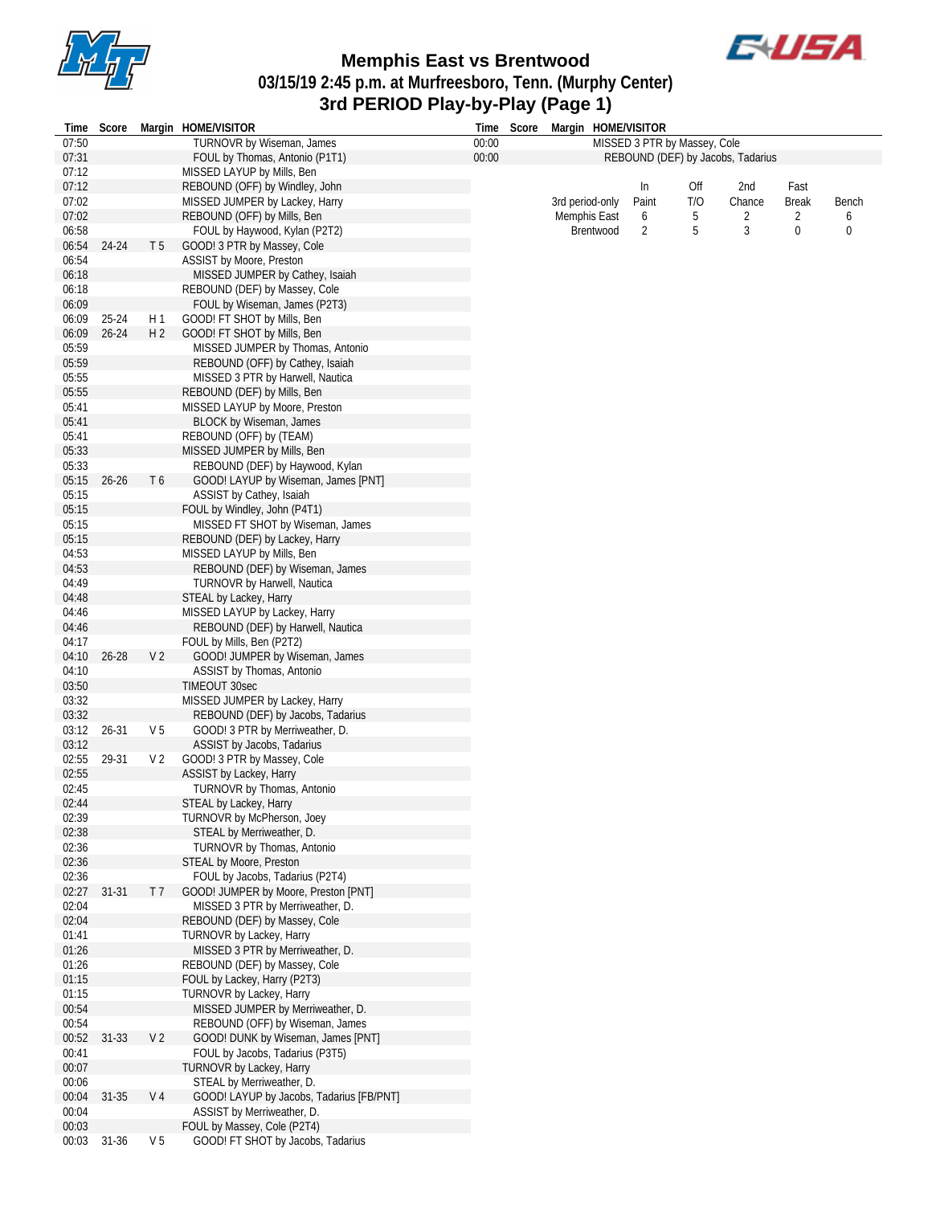# Memphis East vs Brentwood

## 03/15/19 2:45 p.m. at Murfreesboro, Tenn. (Murphy Center)

## 3rd PERIOD Play-by-Play (Page 1)

| Time | Score | Margin | HOME/VISITOR |
|---|---|---|---|
| 07:50 | | | TURNOVR by Wiseman, James |
| 07:31 | | | FOUL by Thomas, Antonio (P1T1) |
| 07:12 | | | MISSED LAYUP by Mills, Ben |
| 07:12 | | | REBOUND (OFF) by Windley, John |
| 07:02 | | | MISSED JUMPER by Lackey, Harry |
| 07:02 | | | REBOUND (OFF) by Mills, Ben |
| 06:58 | | | FOUL by Haywood, Kylan (P2T2) |
| 06:54 | 24-24 | T 5 | GOOD! 3 PTR by Massey, Cole |
| 06:54 | | | ASSIST by Moore, Preston |
| 06:18 | | | MISSED JUMPER by Cathey, Isaiah |
| 06:18 | | | REBOUND (DEF) by Massey, Cole |
| 06:09 | | | FOUL by Wiseman, James (P2T3) |
| 06:09 | 25-24 | H 1 | GOOD! FT SHOT by Mills, Ben |
| 06:09 | 26-24 | H 2 | GOOD! FT SHOT by Mills, Ben |
| 05:59 | | | MISSED JUMPER by Thomas, Antonio |
| 05:59 | | | REBOUND (OFF) by Cathey, Isaiah |
| 05:55 | | | MISSED 3 PTR by Harwell, Nautica |
| 05:55 | | | REBOUND (DEF) by Mills, Ben |
| 05:41 | | | MISSED LAYUP by Moore, Preston |
| 05:41 | | | BLOCK by Wiseman, James |
| 05:41 | | | REBOUND (OFF) by (TEAM) |
| 05:33 | | | MISSED JUMPER by Mills, Ben |
| 05:33 | | | REBOUND (DEF) by Haywood, Kylan |
| 05:15 | 26-26 | T 6 | GOOD! LAYUP by Wiseman, James [PNT] |
| 05:15 | | | ASSIST by Cathey, Isaiah |
| 05:15 | | | FOUL by Windley, John (P4T1) |
| 05:15 | | | MISSED FT SHOT by Wiseman, James |
| 05:15 | | | REBOUND (DEF) by Lackey, Harry |
| 04:53 | | | MISSED LAYUP by Mills, Ben |
| 04:53 | | | REBOUND (DEF) by Wiseman, James |
| 04:49 | | | TURNOVR by Harwell, Nautica |
| 04:48 | | | STEAL by Lackey, Harry |
| 04:46 | | | MISSED LAYUP by Lackey, Harry |
| 04:46 | | | REBOUND (DEF) by Harwell, Nautica |
| 04:17 | | | FOUL by Mills, Ben (P2T2) |
| 04:10 | 26-28 | V 2 | GOOD! JUMPER by Wiseman, James |
| 04:10 | | | ASSIST by Thomas, Antonio |
| 03:50 | | | TIMEOUT 30sec |
| 03:32 | | | MISSED JUMPER by Lackey, Harry |
| 03:32 | | | REBOUND (DEF) by Jacobs, Tadarius |
| 03:12 | 26-31 | V 5 | GOOD! 3 PTR by Merriweather, D. |
| 03:12 | | | ASSIST by Jacobs, Tadarius |
| 02:55 | 29-31 | V 2 | GOOD! 3 PTR by Massey, Cole |
| 02:55 | | | ASSIST by Lackey, Harry |
| 02:45 | | | TURNOVR by Thomas, Antonio |
| 02:44 | | | STEAL by Lackey, Harry |
| 02:39 | | | TURNOVR by McPherson, Joey |
| 02:38 | | | STEAL by Merriweather, D. |
| 02:36 | | | TURNOVR by Thomas, Antonio |
| 02:36 | | | STEAL by Moore, Preston |
| 02:36 | | | FOUL by Jacobs, Tadarius (P2T4) |
| 02:27 | 31-31 | T 7 | GOOD! JUMPER by Moore, Preston [PNT] |
| 02:04 | | | MISSED 3 PTR by Merriweather, D. |
| 02:04 | | | REBOUND (DEF) by Massey, Cole |
| 01:41 | | | TURNOVR by Lackey, Harry |
| 01:26 | | | MISSED 3 PTR by Merriweather, D. |
| 01:26 | | | REBOUND (DEF) by Massey, Cole |
| 01:15 | | | FOUL by Lackey, Harry (P2T3) |
| 01:15 | | | TURNOVR by Lackey, Harry |
| 00:54 | | | MISSED JUMPER by Merriweather, D. |
| 00:54 | | | REBOUND (OFF) by Wiseman, James |
| 00:52 | 31-33 | V 2 | GOOD! DUNK by Wiseman, James [PNT] |
| 00:41 | | | FOUL by Jacobs, Tadarius (P3T5) |
| 00:07 | | | TURNOVR by Lackey, Harry |
| 00:06 | | | STEAL by Merriweather, D. |
| 00:04 | 31-35 | V 4 | GOOD! LAYUP by Jacobs, Tadarius [FB/PNT] |
| 00:04 | | | ASSIST by Merriweather, D. |
| 00:03 | | | FOUL by Massey, Cole (P2T4) |
| 00:03 | 31-36 | V 5 | GOOD! FT SHOT by Jacobs, Tadarius |
| 00:00 | | | MISSED 3 PTR by Massey, Cole |
| 00:00 | | | REBOUND (DEF) by Jacobs, Tadarius |

| 3rd period-only | In Paint | Off T/O | 2nd Chance | Fast Break | Bench |
|---|---|---|---|---|---|
| Memphis East | 6 | 5 | 2 | 2 | 6 |
| Brentwood | 2 | 5 | 3 | 0 | 0 |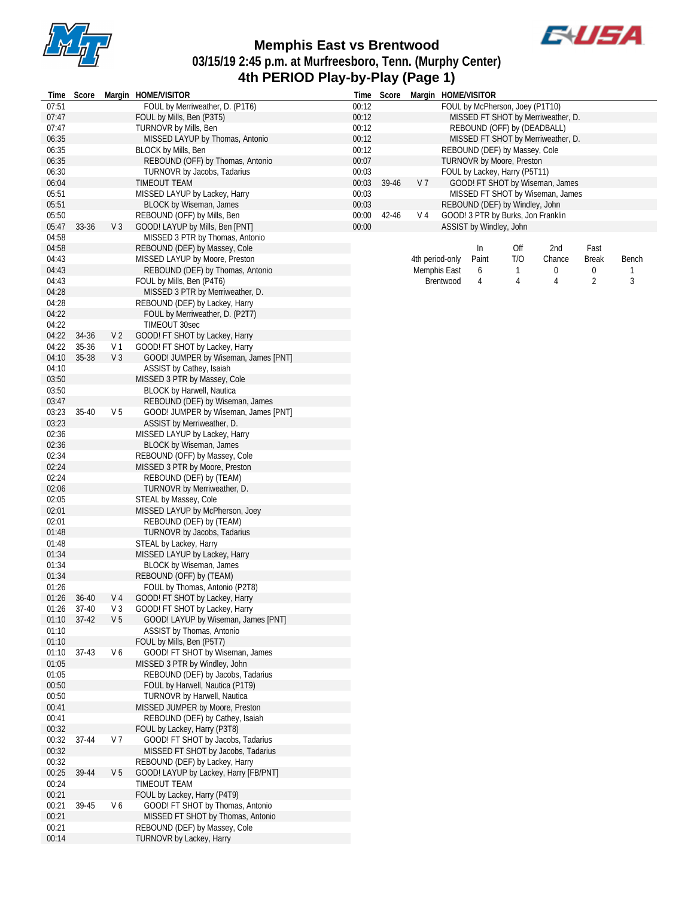# Memphis East vs Brentwood

## 03/15/19 2:45 p.m. at Murfreesboro, Tenn. (Murphy Center)

## 4th PERIOD Play-by-Play (Page 1)

| Time | Score | Margin | HOME/VISITOR |
|---|---|---|---|
| 07:51 | | | FOUL by Merriweather, D. (P1T6) |
| 07:47 | | | FOUL by Mills, Ben (P3T5) |
| 07:47 | | | TURNOVR by Mills, Ben |
| 06:35 | | | MISSED LAYUP by Thomas, Antonio |
| 06:35 | | | BLOCK by Mills, Ben |
| 06:35 | | | REBOUND (OFF) by Thomas, Antonio |
| 06:30 | | | TURNOVR by Jacobs, Tadarius |
| 06:04 | | | TIMEOUT TEAM |
| 05:51 | | | MISSED LAYUP by Lackey, Harry |
| 05:51 | | | BLOCK by Wiseman, James |
| 05:50 | | | REBOUND (OFF) by Mills, Ben |
| 05:47 | 33-36 | V 3 | GOOD! LAYUP by Mills, Ben [PNT] |
| 04:58 | | | MISSED 3 PTR by Thomas, Antonio |
| 04:58 | | | REBOUND (DEF) by Massey, Cole |
| 04:43 | | | MISSED LAYUP by Moore, Preston |
| 04:43 | | | REBOUND (DEF) by Thomas, Antonio |
| 04:43 | | | FOUL by Mills, Ben (P4T6) |
| 04:28 | | | MISSED 3 PTR by Merriweather, D. |
| 04:28 | | | REBOUND (DEF) by Lackey, Harry |
| 04:22 | | | FOUL by Merriweather, D. (P2T7) |
| 04:22 | | | TIMEOUT 30sec |
| 04:22 | 34-36 | V 2 | GOOD! FT SHOT by Lackey, Harry |
| 04:22 | 35-36 | V 1 | GOOD! FT SHOT by Lackey, Harry |
| 04:10 | 35-38 | V 3 | GOOD! JUMPER by Wiseman, James [PNT] |
| 04:10 | | | ASSIST by Cathey, Isaiah |
| 03:50 | | | MISSED 3 PTR by Massey, Cole |
| 03:50 | | | BLOCK by Harwell, Nautica |
| 03:47 | | | REBOUND (DEF) by Wiseman, James |
| 03:23 | 35-40 | V 5 | GOOD! JUMPER by Wiseman, James [PNT] |
| 03:23 | | | ASSIST by Merriweather, D. |
| 02:36 | | | MISSED LAYUP by Lackey, Harry |
| 02:36 | | | BLOCK by Wiseman, James |
| 02:34 | | | REBOUND (OFF) by Massey, Cole |
| 02:24 | | | MISSED 3 PTR by Moore, Preston |
| 02:24 | | | REBOUND (DEF) by (TEAM) |
| 02:06 | | | TURNOVR by Merriweather, D. |
| 02:05 | | | STEAL by Massey, Cole |
| 02:01 | | | MISSED LAYUP by McPherson, Joey |
| 02:01 | | | REBOUND (DEF) by (TEAM) |
| 01:48 | | | TURNOVR by Jacobs, Tadarius |
| 01:48 | | | STEAL by Lackey, Harry |
| 01:34 | | | MISSED LAYUP by Lackey, Harry |
| 01:34 | | | BLOCK by Wiseman, James |
| 01:34 | | | REBOUND (OFF) by (TEAM) |
| 01:26 | | | FOUL by Thomas, Antonio (P2T8) |
| 01:26 | 36-40 | V 4 | GOOD! FT SHOT by Lackey, Harry |
| 01:26 | 37-40 | V 3 | GOOD! FT SHOT by Lackey, Harry |
| 01:10 | 37-42 | V 5 | GOOD! LAYUP by Wiseman, James [PNT] |
| 01:10 | | | ASSIST by Thomas, Antonio |
| 01:10 | | | FOUL by Mills, Ben (P5T7) |
| 01:10 | 37-43 | V 6 | GOOD! FT SHOT by Wiseman, James |
| 01:05 | | | MISSED 3 PTR by Windley, John |
| 01:05 | | | REBOUND (DEF) by Jacobs, Tadarius |
| 00:50 | | | FOUL by Harwell, Nautica (P1T9) |
| 00:50 | | | TURNOVR by Harwell, Nautica |
| 00:41 | | | MISSED JUMPER by Moore, Preston |
| 00:41 | | | REBOUND (DEF) by Cathey, Isaiah |
| 00:32 | | | FOUL by Lackey, Harry (P3T8) |
| 00:32 | 37-44 | V 7 | GOOD! FT SHOT by Jacobs, Tadarius |
| 00:32 | | | MISSED FT SHOT by Jacobs, Tadarius |
| 00:32 | | | REBOUND (DEF) by Lackey, Harry |
| 00:25 | 39-44 | V 5 | GOOD! LAYUP by Lackey, Harry [FB/PNT] |
| 00:24 | | | TIMEOUT TEAM |
| 00:21 | | | FOUL by Lackey, Harry (P4T9) |
| 00:21 | 39-45 | V 6 | GOOD! FT SHOT by Thomas, Antonio |
| 00:21 | | | MISSED FT SHOT by Thomas, Antonio |
| 00:21 | | | REBOUND (DEF) by Massey, Cole |
| 00:14 | | | TURNOVR by Lackey, Harry |
| 00:12 | | | FOUL by McPherson, Joey (P1T10) |
| 00:12 | | | MISSED FT SHOT by Merriweather, D. |
| 00:12 | | | REBOUND (OFF) by (DEADBALL) |
| 00:12 | | | MISSED FT SHOT by Merriweather, D. |
| 00:12 | | | REBOUND (DEF) by Massey, Cole |
| 00:07 | | | TURNOVR by Moore, Preston |
| 00:03 | | | FOUL by Lackey, Harry (P5T11) |
| 00:03 | 39-46 | V 7 | GOOD! FT SHOT by Wiseman, James |
| 00:03 | | | MISSED FT SHOT by Wiseman, James |
| 00:03 | | | REBOUND (DEF) by Windley, John |
| 00:00 | 42-46 | V 4 | GOOD! 3 PTR by Burks, Jon Franklin |
| 00:00 | | | ASSIST by Windley, John |

| 4th period-only | In Paint | Off T/O | 2nd Chance | Fast Break | Bench |
|---|---|---|---|---|---|
| Memphis East | 6 | 1 | 0 | 0 | 1 |
| Brentwood | 4 | 4 | 4 | 2 | 3 |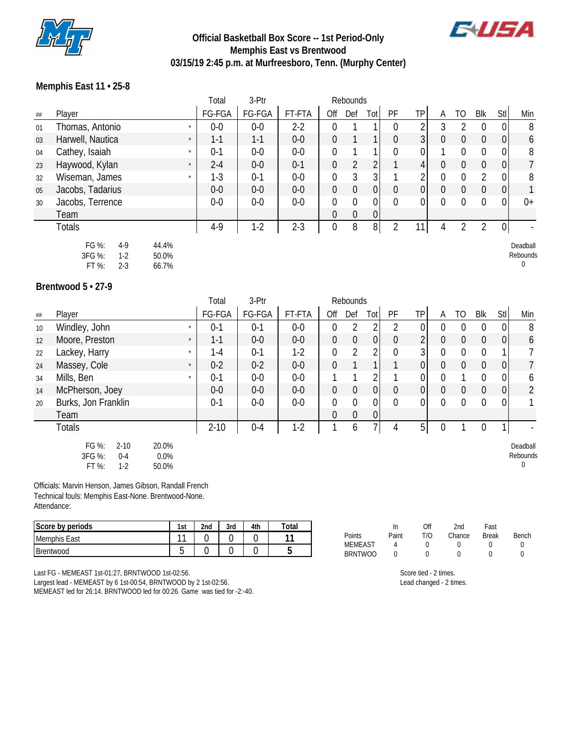# Official Basketball Box Score -- 1st Period-Only
## Memphis East vs Brentwood
### 03/15/19 2:45 p.m. at Murfreesboro, Tenn. (Murphy Center)

**Memphis East 11 • 25-8**

| ## | Player | | Total FG-FGA | 3-Ptr FG-FGA | FT-FTA | Rebounds Off | Def | Tot | PF | TP | A | TO | Blk | Stl | Min |
|---|---|---|---|---|---|---|---|---|---|---|---|---|---|---|---|
| 01 | Thomas, Antonio | * | 0-0 | 0-0 | 2-2 | 0 | 1 | 1 | 0 | 2 | 3 | 2 | 0 | 0 | 8 |
| 03 | Harwell, Nautica | * | 1-1 | 1-1 | 0-0 | 0 | 1 | 1 | 0 | 3 | 0 | 0 | 0 | 0 | 6 |
| 04 | Cathey, Isaiah | * | 0-1 | 0-0 | 0-0 | 0 | 1 | 1 | 0 | 0 | 1 | 0 | 0 | 0 | 8 |
| 23 | Haywood, Kylan | * | 2-4 | 0-0 | 0-1 | 0 | 2 | 2 | 1 | 4 | 0 | 0 | 0 | 0 | 7 |
| 32 | Wiseman, James | * | 1-3 | 0-1 | 0-0 | 0 | 3 | 3 | 1 | 2 | 0 | 0 | 2 | 0 | 8 |
| 05 | Jacobs, Tadarius | | 0-0 | 0-0 | 0-0 | 0 | 0 | 0 | 0 | 0 | 0 | 0 | 0 | 0 | 1 |
| 30 | Jacobs, Terrence | | 0-0 | 0-0 | 0-0 | 0 | 0 | 0 | 0 | 0 | 0 | 0 | 0 | 0 | 0+ |
| | Team | | | | | 0 | 0 | 0 | | | | | | | |
| | Totals | | 4-9 | 1-2 | 2-3 | 0 | 8 | 8 | 2 | 11 | 4 | 2 | 2 | 0 | - |

FG %: 4-9 44.4%
3FG %: 1-2 50.0%
FT %: 2-3 66.7%

Deadball Rebounds 0

**Brentwood 5 • 27-9**

| ## | Player | | Total FG-FGA | 3-Ptr FG-FGA | FT-FTA | Rebounds Off | Def | Tot | PF | TP | A | TO | Blk | Stl | Min |
|---|---|---|---|---|---|---|---|---|---|---|---|---|---|---|---|
| 10 | Windley, John | * | 0-1 | 0-1 | 0-0 | 0 | 2 | 2 | 2 | 0 | 0 | 0 | 0 | 0 | 8 |
| 12 | Moore, Preston | * | 1-1 | 0-0 | 0-0 | 0 | 0 | 0 | 0 | 2 | 0 | 0 | 0 | 0 | 6 |
| 22 | Lackey, Harry | * | 1-4 | 0-1 | 1-2 | 0 | 2 | 2 | 0 | 3 | 0 | 0 | 0 | 1 | 7 |
| 24 | Massey, Cole | * | 0-2 | 0-2 | 0-0 | 0 | 1 | 1 | 1 | 0 | 0 | 0 | 0 | 0 | 7 |
| 34 | Mills, Ben | * | 0-1 | 0-0 | 0-0 | 1 | 1 | 2 | 1 | 0 | 0 | 1 | 0 | 0 | 6 |
| 14 | McPherson, Joey | | 0-0 | 0-0 | 0-0 | 0 | 0 | 0 | 0 | 0 | 0 | 0 | 0 | 0 | 2 |
| 20 | Burks, Jon Franklin | | 0-1 | 0-0 | 0-0 | 0 | 0 | 0 | 0 | 0 | 0 | 0 | 0 | 0 | 1 |
| | Team | | | | | 0 | 0 | 0 | | | | | | | |
| | Totals | | 2-10 | 0-4 | 1-2 | 1 | 6 | 7 | 4 | 5 | 0 | 1 | 0 | 1 | - |

FG %: 2-10 20.0%
3FG %: 0-4 0.0%
FT %: 1-2 50.0%

Deadball Rebounds 0

Officials: Marvin Henson, James Gibson, Randall French
Technical fouls: Memphis East-None. Brentwood-None.
Attendance:

| Score by periods | 1st | 2nd | 3rd | 4th | Total |
|---|---|---|---|---|---|
| Memphis East | 11 | 0 | 0 | 0 | 11 |
| Brentwood | 5 | 0 | 0 | 0 | 5 |

| Points | In Paint | Off T/O | 2nd Chance | Fast Break | Bench |
|---|---|---|---|---|---|
| MEMEAST | 4 | 0 | 0 | 0 | 0 |
| BRNTWOO | 0 | 0 | 0 | 0 | 0 |

Last FG - MEMEAST 1st-01:27, BRNTWOOD 1st-02:56.
Largest lead - MEMEAST by 6 1st-00:54, BRNTWOOD by 2 1st-02:56.
MEMEAST led for 26:14. BRNTWOOD led for 00:26. Game was tied for -2:-40.

Score tied - 2 times.
Lead changed - 2 times.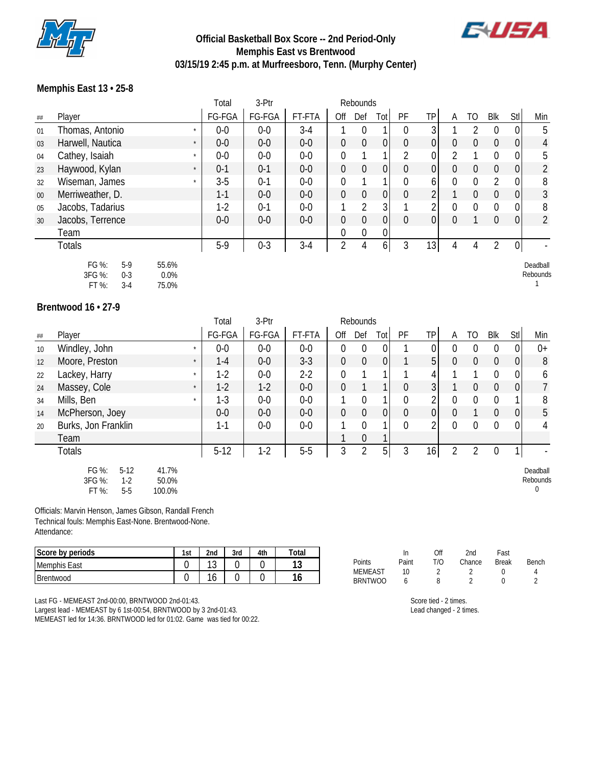# Official Basketball Box Score -- 2nd Period-Only
## Memphis East vs Brentwood
### 03/15/19 2:45 p.m. at Murfreesboro, Tenn. (Murphy Center)

**Memphis East 13 • 25-8**

| ## | Player | | Total FG-FGA | 3-Ptr FG-FGA | FT-FTA | Rebounds Off | Def | Tot | PF | TP | A | TO | Blk | Stl | Min |
|---|---|---|---|---|---|---|---|---|---|---|---|---|---|---|---|
| 01 | Thomas, Antonio | * | 0-0 | 0-0 | 3-4 | 1 | 0 | 1 | 0 | 3 | 1 | 2 | 0 | 0 | 5 |
| 03 | Harwell, Nautica | * | 0-0 | 0-0 | 0-0 | 0 | 0 | 0 | 0 | 0 | 0 | 0 | 0 | 0 | 4 |
| 04 | Cathey, Isaiah | * | 0-0 | 0-0 | 0-0 | 0 | 1 | 1 | 2 | 0 | 2 | 1 | 0 | 0 | 5 |
| 23 | Haywood, Kylan | * | 0-1 | 0-1 | 0-0 | 0 | 0 | 0 | 0 | 0 | 0 | 0 | 0 | 0 | 2 |
| 32 | Wiseman, James | * | 3-5 | 0-1 | 0-0 | 0 | 1 | 1 | 0 | 6 | 0 | 0 | 2 | 0 | 8 |
| 00 | Merriweather, D. | | 1-1 | 0-0 | 0-0 | 0 | 0 | 0 | 0 | 2 | 1 | 0 | 0 | 0 | 3 |
| 05 | Jacobs, Tadarius | | 1-2 | 0-1 | 0-0 | 1 | 2 | 3 | 1 | 2 | 0 | 0 | 0 | 0 | 8 |
| 30 | Jacobs, Terrence | | 0-0 | 0-0 | 0-0 | 0 | 0 | 0 | 0 | 0 | 0 | 1 | 0 | 0 | 2 |
| | Team | | | | | 0 | 0 | 0 | | | | | | | |
| | Totals | | 5-9 | 0-3 | 3-4 | 2 | 4 | 6 | 3 | 13 | 4 | 4 | 2 | 0 | - |

FG %: 5-9 55.6%
3FG %: 0-3 0.0%
FT %: 3-4 75.0%

Deadball Rebounds 1

**Brentwood 16 • 27-9**

| ## | Player | | Total FG-FGA | 3-Ptr FG-FGA | FT-FTA | Rebounds Off | Def | Tot | PF | TP | A | TO | Blk | Stl | Min |
|---|---|---|---|---|---|---|---|---|---|---|---|---|---|---|---|
| 10 | Windley, John | * | 0-0 | 0-0 | 0-0 | 0 | 0 | 0 | 1 | 0 | 0 | 0 | 0 | 0 | 0+ |
| 12 | Moore, Preston | * | 1-4 | 0-0 | 3-3 | 0 | 0 | 0 | 1 | 5 | 0 | 0 | 0 | 0 | 8 |
| 22 | Lackey, Harry | * | 1-2 | 0-0 | 2-2 | 0 | 1 | 1 | 1 | 4 | 1 | 1 | 0 | 0 | 6 |
| 24 | Massey, Cole | * | 1-2 | 1-2 | 0-0 | 0 | 1 | 1 | 0 | 3 | 1 | 0 | 0 | 0 | 7 |
| 34 | Mills, Ben | * | 1-3 | 0-0 | 0-0 | 1 | 0 | 1 | 0 | 2 | 0 | 0 | 0 | 1 | 8 |
| 14 | McPherson, Joey | | 0-0 | 0-0 | 0-0 | 0 | 0 | 0 | 0 | 0 | 0 | 1 | 0 | 0 | 5 |
| 20 | Burks, Jon Franklin | | 1-1 | 0-0 | 0-0 | 1 | 0 | 1 | 0 | 2 | 0 | 0 | 0 | 0 | 4 |
| | Team | | | | | 1 | 0 | 1 | | | | | | | |
| | Totals | | 5-12 | 1-2 | 5-5 | 3 | 2 | 5 | 3 | 16 | 2 | 2 | 0 | 1 | - |

FG %: 5-12 41.7%
3FG %: 1-2 50.0%
FT %: 5-5 100.0%

Deadball Rebounds 0

Officials: Marvin Henson, James Gibson, Randall French
Technical fouls: Memphis East-None. Brentwood-None.
Attendance:

| Score by periods | 1st | 2nd | 3rd | 4th | Total |
|---|---|---|---|---|---|
| Memphis East | 0 | 13 | 0 | 0 | 13 |
| Brentwood | 0 | 16 | 0 | 0 | 16 |

| Points | In Paint | Off T/O | 2nd Chance | Fast Break | Bench |
|---|---|---|---|---|---|
| MEMEAST | 10 | 2 | 2 | 0 | 4 |
| BRNTWOO | 6 | 8 | 2 | 0 | 2 |

Last FG - MEMEAST 2nd-00:00, BRNTWOOD 2nd-01:43.
Largest lead - MEMEAST by 6 1st-00:54, BRNTWOOD by 3 2nd-01:43.
MEMEAST led for 14:36. BRNTWOOD led for 01:02. Game was tied for 00:22.

Score tied - 2 times.
Lead changed - 2 times.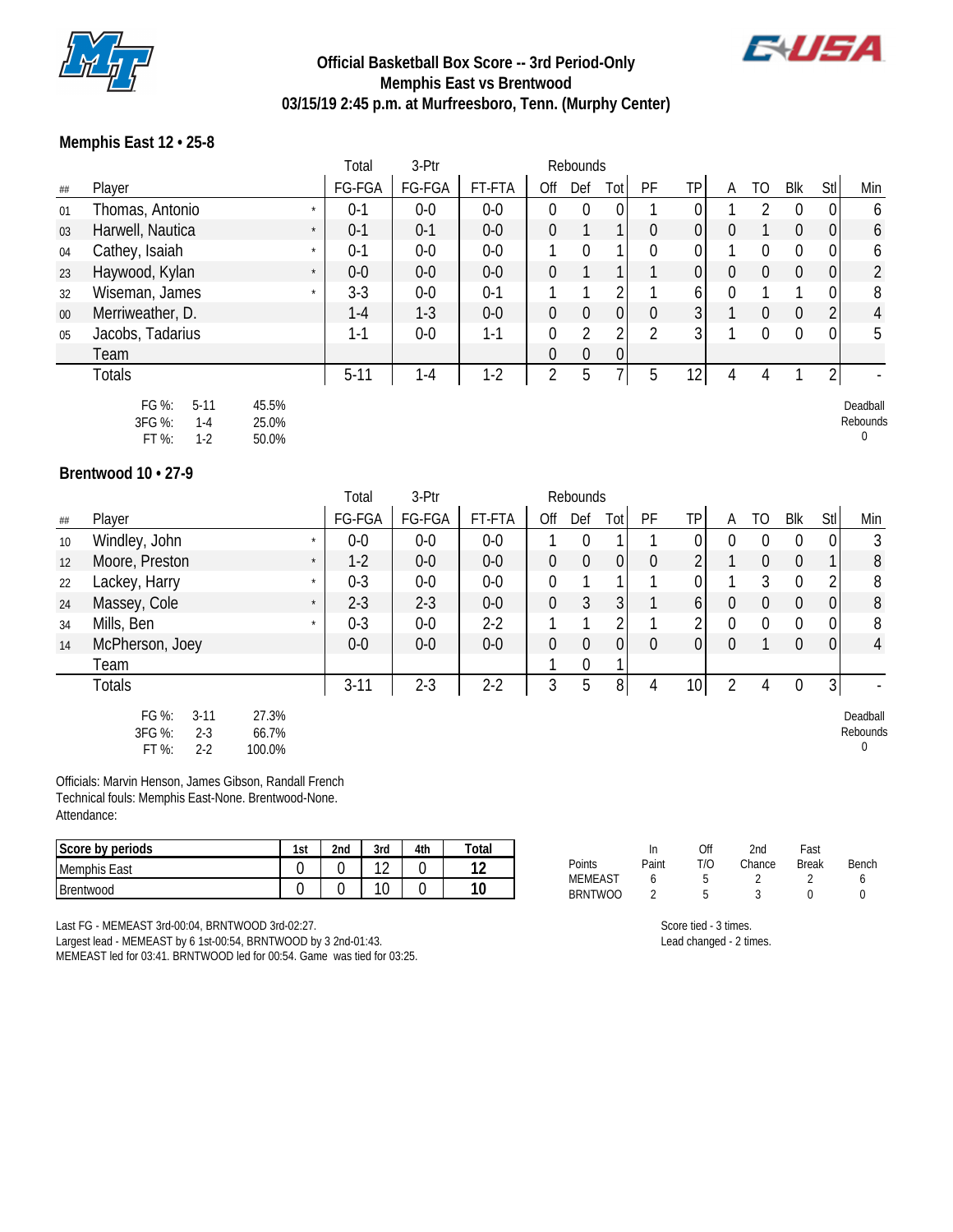# Official Basketball Box Score -- 3rd Period-Only
## Memphis East vs Brentwood
### 03/15/19 2:45 p.m. at Murfreesboro, Tenn. (Murphy Center)

**Memphis East 12 • 25-8**

| | | | Total | 3-Ptr | | Rebounds | | | | | | | | | |
|---|---|---|---|---|---|---|---|---|---|---|---|---|---|---|---|
| ## | Player | | FG-FGA | FG-FGA | FT-FTA | Off | Def | Tot | PF | TP | A | TO | Blk | Stl | Min |
| 01 | Thomas, Antonio | * | 0-1 | 0-0 | 0-0 | 0 | 0 | 0 | 1 | 0 | 1 | 2 | 0 | 0 | 6 |
| 03 | Harwell, Nautica | * | 0-1 | 0-1 | 0-0 | 0 | 1 | 1 | 0 | 0 | 0 | 1 | 0 | 0 | 6 |
| 04 | Cathey, Isaiah | * | 0-1 | 0-0 | 0-0 | 1 | 0 | 1 | 0 | 0 | 1 | 0 | 0 | 0 | 6 |
| 23 | Haywood, Kylan | * | 0-0 | 0-0 | 0-0 | 0 | 1 | 1 | 1 | 0 | 0 | 0 | 0 | 0 | 2 |
| 32 | Wiseman, James | * | 3-3 | 0-0 | 0-1 | 1 | 1 | 2 | 1 | 6 | 0 | 1 | 1 | 0 | 8 |
| 00 | Merriweather, D. | | 1-4 | 1-3 | 0-0 | 0 | 0 | 0 | 0 | 3 | 1 | 0 | 0 | 2 | 4 |
| 05 | Jacobs, Tadarius | | 1-1 | 0-0 | 1-1 | 0 | 2 | 2 | 2 | 3 | 1 | 0 | 0 | 0 | 5 |
| | Team | | | | | 0 | 0 | 0 | | | | | | | |
| | Totals | | 5-11 | 1-4 | 1-2 | 2 | 5 | 7 | 5 | 12 | 4 | 4 | 1 | 2 | - |

FG %: 5-11 45.5%
3FG %: 1-4 25.0%
FT %: 1-2 50.0%

Deadball Rebounds 0

**Brentwood 10 • 27-9**

| | | | Total | 3-Ptr | | Rebounds | | | | | | | | | |
|---|---|---|---|---|---|---|---|---|---|---|---|---|---|---|---|
| ## | Player | | FG-FGA | FG-FGA | FT-FTA | Off | Def | Tot | PF | TP | A | TO | Blk | Stl | Min |
| 10 | Windley, John | * | 0-0 | 0-0 | 0-0 | 1 | 0 | 1 | 1 | 0 | 0 | 0 | 0 | 0 | 3 |
| 12 | Moore, Preston | * | 1-2 | 0-0 | 0-0 | 0 | 0 | 0 | 0 | 2 | 1 | 0 | 0 | 1 | 8 |
| 22 | Lackey, Harry | * | 0-3 | 0-0 | 0-0 | 0 | 1 | 1 | 1 | 0 | 1 | 3 | 0 | 2 | 8 |
| 24 | Massey, Cole | * | 2-3 | 2-3 | 0-0 | 0 | 3 | 3 | 1 | 6 | 0 | 0 | 0 | 0 | 8 |
| 34 | Mills, Ben | * | 0-3 | 0-0 | 2-2 | 1 | 1 | 2 | 1 | 2 | 0 | 0 | 0 | 0 | 8 |
| 14 | McPherson, Joey | | 0-0 | 0-0 | 0-0 | 0 | 0 | 0 | 0 | 0 | 0 | 1 | 0 | 0 | 4 |
| | Team | | | | | 1 | 0 | 1 | | | | | | | |
| | Totals | | 3-11 | 2-3 | 2-2 | 3 | 5 | 8 | 4 | 10 | 2 | 4 | 0 | 3 | - |

FG %: 3-11 27.3%
3FG %: 2-3 66.7%
FT %: 2-2 100.0%

Deadball Rebounds 0

Officials: Marvin Henson, James Gibson, Randall French
Technical fouls: Memphis East-None. Brentwood-None.
Attendance:

| Score by periods | 1st | 2nd | 3rd | 4th | Total |
|---|---|---|---|---|---|
| Memphis East | 0 | 0 | 12 | 0 | 12 |
| Brentwood | 0 | 0 | 10 | 0 | 10 |

| Points | In Paint | Off T/O | 2nd Chance | Fast Break | Bench |
|---|---|---|---|---|---|
| MEMEAST | 6 | 5 | 2 | 2 | 6 |
| BRNTWOO | 2 | 5 | 3 | 0 | 0 |

Last FG - MEMEAST 3rd-00:04, BRNTWOOD 3rd-02:27.
Largest lead - MEMEAST by 6 1st-00:54, BRNTWOOD by 3 2nd-01:43.
MEMEAST led for 03:41. BRNTWOOD led for 00:54. Game was tied for 03:25.

Score tied - 3 times.
Lead changed - 2 times.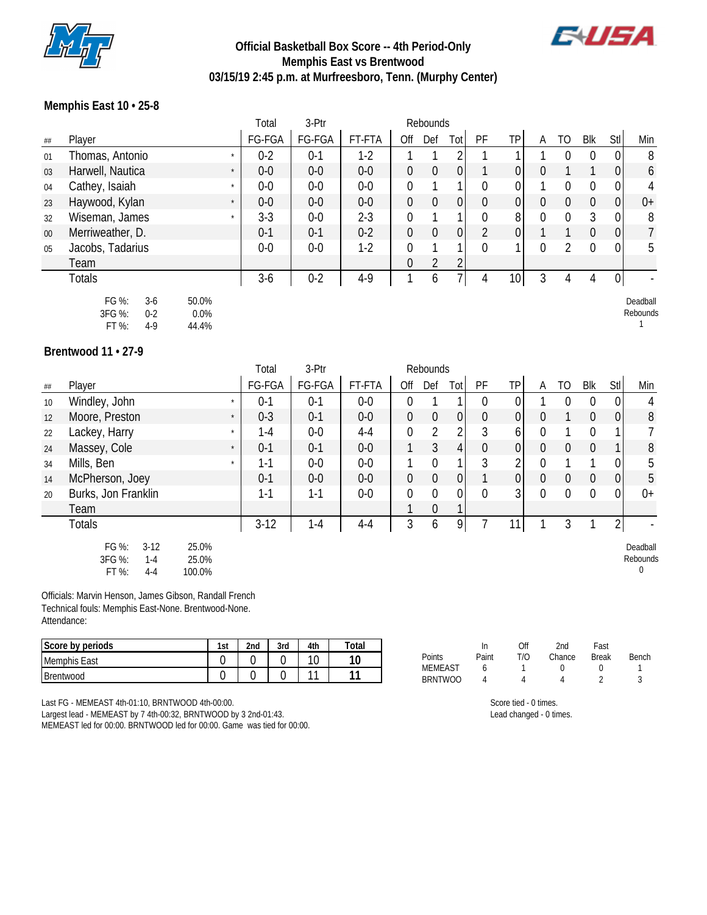# Official Basketball Box Score -- 4th Period-Only
## Memphis East vs Brentwood
### 03/15/19 2:45 p.m. at Murfreesboro, Tenn. (Murphy Center)

**Memphis East 10 • 25-8**

| | | | Total | 3-Ptr | | Rebounds | | | | | | | | | |
|---|---|---|---|---|---|---|---|---|---|---|---|---|---|---|---|
| ## | Player | | FG-FGA | FG-FGA | FT-FTA | Off | Def | Tot | PF | TP | A | TO | Blk | Stl | Min |
| 01 | Thomas, Antonio | * | 0-2 | 0-1 | 1-2 | 1 | 1 | 2 | 1 | 1 | 1 | 0 | 0 | 0 | 8 |
| 03 | Harwell, Nautica | * | 0-0 | 0-0 | 0-0 | 0 | 0 | 0 | 1 | 0 | 0 | 1 | 1 | 0 | 6 |
| 04 | Cathey, Isaiah | * | 0-0 | 0-0 | 0-0 | 0 | 1 | 1 | 0 | 0 | 1 | 0 | 0 | 0 | 4 |
| 23 | Haywood, Kylan | * | 0-0 | 0-0 | 0-0 | 0 | 0 | 0 | 0 | 0 | 0 | 0 | 0 | 0 | 0+ |
| 32 | Wiseman, James | * | 3-3 | 0-0 | 2-3 | 0 | 1 | 1 | 0 | 8 | 0 | 0 | 3 | 0 | 8 |
| 00 | Merriweather, D. | | 0-1 | 0-1 | 0-2 | 0 | 0 | 0 | 2 | 0 | 1 | 1 | 0 | 0 | 7 |
| 05 | Jacobs, Tadarius | | 0-0 | 0-0 | 1-2 | 0 | 1 | 1 | 0 | 1 | 0 | 2 | 0 | 0 | 5 |
| | Team | | | | | 0 | 2 | 2 | | | | | | | |
| | Totals | | 3-6 | 0-2 | 4-9 | 1 | 6 | 7 | 4 | 10 | 3 | 4 | 4 | 0 | - |

FG %: 3-6 50.0%
3FG %: 0-2 0.0%
FT %: 4-9 44.4%

Deadball Rebounds 1

**Brentwood 11 • 27-9**

| | | | Total | 3-Ptr | | Rebounds | | | | | | | | | |
|---|---|---|---|---|---|---|---|---|---|---|---|---|---|---|---|
| ## | Player | | FG-FGA | FG-FGA | FT-FTA | Off | Def | Tot | PF | TP | A | TO | Blk | Stl | Min |
| 10 | Windley, John | * | 0-1 | 0-1 | 0-0 | 0 | 1 | 1 | 0 | 0 | 1 | 0 | 0 | 0 | 4 |
| 12 | Moore, Preston | * | 0-3 | 0-1 | 0-0 | 0 | 0 | 0 | 0 | 0 | 0 | 1 | 0 | 0 | 8 |
| 22 | Lackey, Harry | * | 1-4 | 0-0 | 4-4 | 0 | 2 | 2 | 3 | 6 | 0 | 1 | 0 | 1 | 7 |
| 24 | Massey, Cole | * | 0-1 | 0-1 | 0-0 | 1 | 3 | 4 | 0 | 0 | 0 | 0 | 0 | 1 | 8 |
| 34 | Mills, Ben | * | 1-1 | 0-0 | 0-0 | 1 | 0 | 1 | 3 | 2 | 0 | 1 | 1 | 0 | 5 |
| 14 | McPherson, Joey | | 0-1 | 0-0 | 0-0 | 0 | 0 | 0 | 1 | 0 | 0 | 0 | 0 | 0 | 5 |
| 20 | Burks, Jon Franklin | | 1-1 | 1-1 | 0-0 | 0 | 0 | 0 | 0 | 3 | 0 | 0 | 0 | 0 | 0+ |
| | Team | | | | | 1 | 0 | 1 | | | | | | | |
| | Totals | | 3-12 | 1-4 | 4-4 | 3 | 6 | 9 | 7 | 11 | 1 | 3 | 1 | 2 | - |

FG %: 3-12 25.0%
3FG %: 1-4 25.0%
FT %: 4-4 100.0%

Deadball Rebounds 0

Officials: Marvin Henson, James Gibson, Randall French
Technical fouls: Memphis East-None. Brentwood-None.
Attendance:

| Score by periods | 1st | 2nd | 3rd | 4th | Total |
|---|---|---|---|---|---|
| Memphis East | 0 | 0 | 0 | 10 | 10 |
| Brentwood | 0 | 0 | 0 | 11 | 11 |

| Points | In Paint | Off T/O | 2nd Chance | Fast Break | Bench |
|---|---|---|---|---|---|
| MEMEAST | 6 | 1 | 0 | 0 | 1 |
| BRNTWOO | 4 | 4 | 4 | 2 | 3 |

Last FG - MEMEAST 4th-01:10, BRNTWOOD 4th-00:00.
Largest lead - MEMEAST by 7 4th-00:32, BRNTWOOD by 3 2nd-01:43.
MEMEAST led for 00:00. BRNTWOOD led for 00:00. Game was tied for 00:00.

Score tied - 0 times.
Lead changed - 0 times.